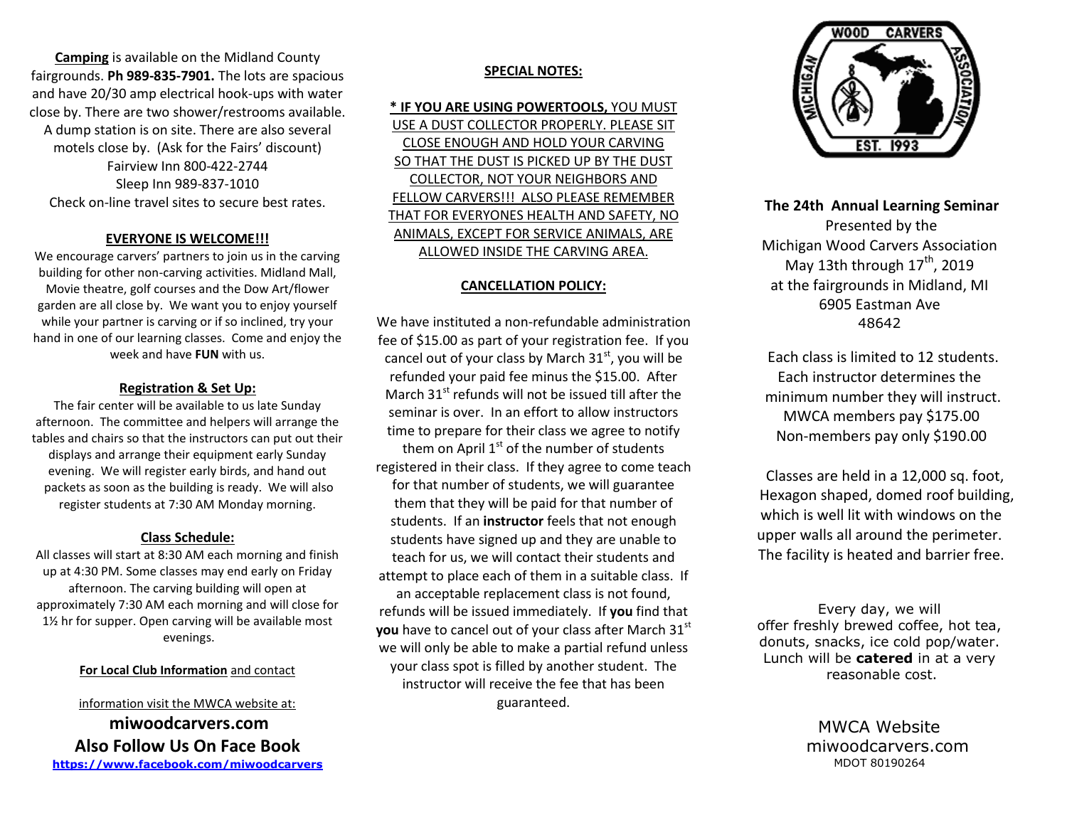**Camping** is available on the Midland County fairgrounds. **Ph 989-835-7901.** The lots are spacious and have 20/30 amp electrical hook-ups with water close by. There are two shower/restrooms available. A dump station is on site. There are also several motels close by. (Ask for the Fairs' discount)

Fairview Inn 800-422-2744

Sleep Inn 989-837-1010

Check on-line travel sites to secure best rates.

### EVERYONE IS WELCOME!!!

We encourage carvers' partners to join us in the carving building for other non-carving activities. Midland Mall, Movie theatre, golf courses and the Dow Art/flower garden are all close by. We want you to enjoy yourself while your partner is carving or if so inclined, try your hand in one of our learning classes. Come and enjoy the week and have **FUN** with us.

### Registration & Set Up:

The fair center will be available to us late Sunday afternoon. The committee and helpers will arrange the tables and chairs so that the instructors can put out their displays and arrange their equipment early Sunday evening. We will register early birds, and hand out packets as soon as the building is ready. We will also register students at 7:30 AM Monday morning.

### Class Schedule:

All classes will start at 8:30 AM each morning and finish up at 4:30 PM. Some classes may end early on Friday afternoon. The carving building will open at approximately 7:30 AM each morning and will close for 1½ hr for supper. Open carving will be available most evenings.

**For Local Club Information** and contact information visit the MWCA website at:

**miwoodcarvers.com**

**Also Follow Us On Face Book**

**https://www.facebook.com/miwoodcarvers**

### SPECIAL NOTES:

**\* IF YOU ARE USING POWERTOOLS,** YOU MUST USE A DUST COLLECTOR PROPERLY. PLEASE SIT CLOSE ENOUGH AND HOLD YOUR CARVING SO THAT THE DUST IS PICKED UP BY THE DUST COLLECTOR, NOT YOUR NEIGHBORS AND FELLOW CARVERS!!! ALSO PLEASE REMEMBER THAT FOR EVERYONES HEALTH AND SAFETY, NO ANIMALS, EXCEPT FOR SERVICE ANIMALS, ARE ALLOWED INSIDE THE CARVING AREA.

### CANCELLATION POLICY:

We have instituted a non-refundable administration fee of $15.00 as part of your registration fee. If you cancel out of your class by March 31st, you will be refunded your paid fee minus the $15.00. After March 31st refunds will not be issued till after the seminar is over. In an effort to allow instructors time to prepare for their class we agree to notify them on April 1st of the number of students registered in their class. If they agree to come teach for that number of students, we will guarantee them that they will be paid for that number of students. If an **instructor** feels that not enough students have signed up and they are unable to teach for us, we will contact their students and attempt to place each of them in a suitable class. If an acceptable replacement class is not found, refunds will be issued immediately. If **you** find that **you** have to cancel out of your class after March 31st we will only be able to make a partial refund unless your class spot is filled by another student. The instructor will receive the fee that has been guaranteed.

WOOD CARVERS MICHIGAN ASSOCIATION EST. 1993

**The 24th Annual Learning Seminar**

Presented by the

Michigan Wood Carvers Association

May 13th through 17th, 2019

at the fairgrounds in Midland, MI

6905 Eastman Ave

48642

Each class is limited to 12 students. Each instructor determines the minimum number they will instruct.

MWCA members pay $175.00

Non-members pay only $190.00

Classes are held in a 12,000 sq. foot, Hexagon shaped, domed roof building, which is well lit with windows on the upper walls all around the perimeter. The facility is heated and barrier free.

Every day, we will offer freshly brewed coffee, hot tea, donuts, snacks, ice cold pop/water. Lunch will be **catered** in at a very reasonable cost.

MWCA Website

miwoodcarvers.com

MDOT 80190264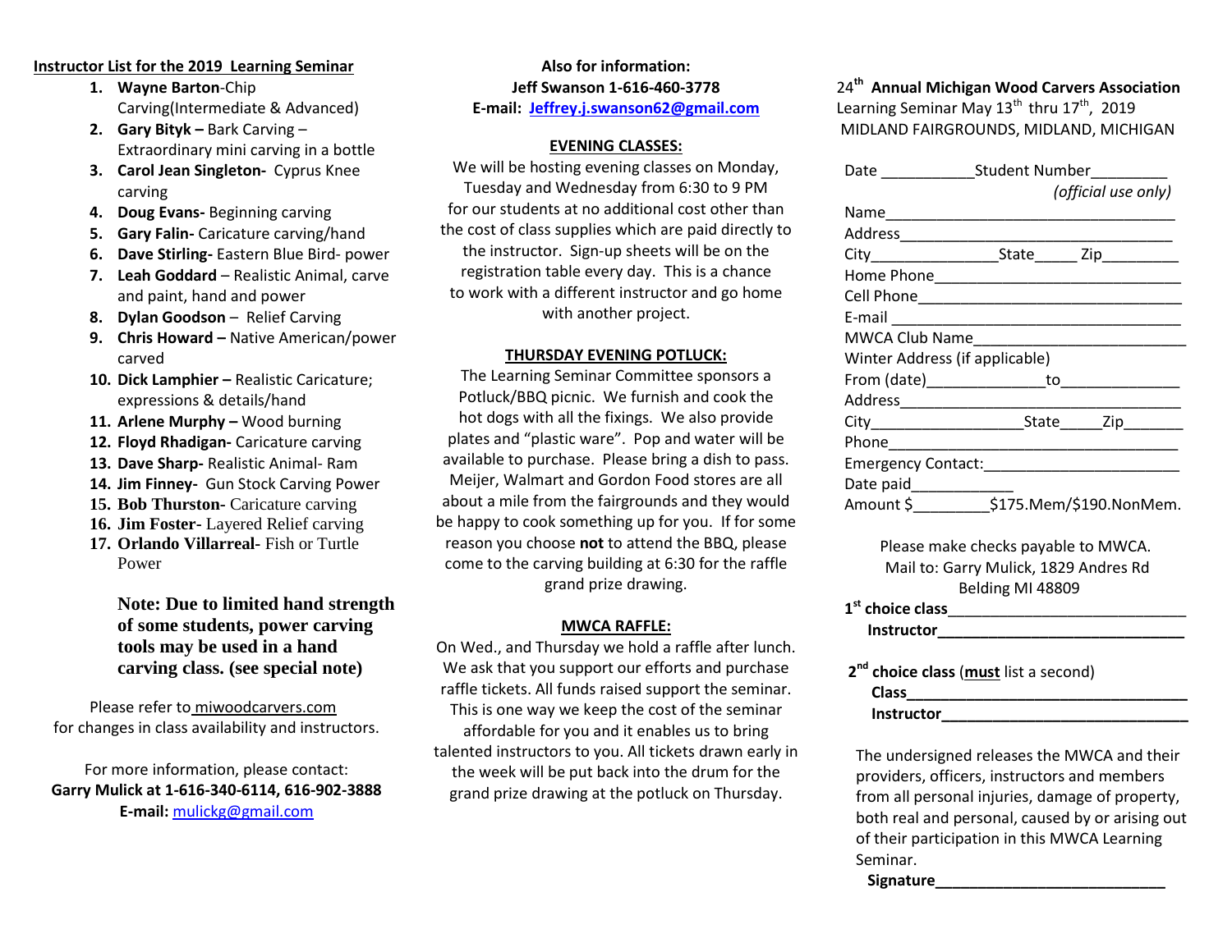## Instructor List for the 2019 Learning Seminar

1. **Wayne Barton**-Chip Carving(Intermediate & Advanced)
2. **Gary Bityk –** Bark Carving – Extraordinary mini carving in a bottle
3. **Carol Jean Singleton-** Cyprus Knee carving
4. **Doug Evans-** Beginning carving
5. **Gary Falin-** Caricature carving/hand
6. **Dave Stirling-** Eastern Blue Bird- power
7. **Leah Goddard** – Realistic Animal, carve and paint, hand and power
8. **Dylan Goodson** – Relief Carving
9. **Chris Howard –** Native American/power carved
10. **Dick Lamphier –** Realistic Caricature; expressions & details/hand
11. **Arlene Murphy –** Wood burning
12. **Floyd Rhadigan-** Caricature carving
13. **Dave Sharp-** Realistic Animal- Ram
14. **Jim Finney-** Gun Stock Carving Power
15. **Bob Thurston-** Caricature carving
16. **Jim Foster**- Layered Relief carving
17. **Orlando Villarreal-** Fish or Turtle Power

**Note: Due to limited hand strength of some students, power carving tools may be used in a hand carving class. (see special note)**

Please refer to miwoodcarvers.com for changes in class availability and instructors.

For more information, please contact:
**Garry Mulick at 1-616-340-6114, 616-902-3888**
**E-mail:** mulickg@gmail.com

**Also for information:**
**Jeff Swanson 1-616-460-3778**
**E-mail: Jeffrey.j.swanson62@gmail.com**

### EVENING CLASSES:

We will be hosting evening classes on Monday, Tuesday and Wednesday from 6:30 to 9 PM for our students at no additional cost other than the cost of class supplies which are paid directly to the instructor. Sign-up sheets will be on the registration table every day. This is a chance to work with a different instructor and go home with another project.

### THURSDAY EVENING POTLUCK:

The Learning Seminar Committee sponsors a Potluck/BBQ picnic. We furnish and cook the hot dogs with all the fixings. We also provide plates and "plastic ware". Pop and water will be available to purchase. Please bring a dish to pass. Meijer, Walmart and Gordon Food stores are all about a mile from the fairgrounds and they would be happy to cook something up for you. If for some reason you choose **not** to attend the BBQ, please come to the carving building at 6:30 for the raffle grand prize drawing.

### MWCA RAFFLE:

On Wed., and Thursday we hold a raffle after lunch. We ask that you support our efforts and purchase raffle tickets. All funds raised support the seminar. This is one way we keep the cost of the seminar affordable for you and it enables us to bring talented instructors to you. All tickets drawn early in the week will be put back into the drum for the grand prize drawing at the potluck on Thursday.

24th **Annual Michigan Wood Carvers Association**
Learning Seminar May 13th thru 17th, 2019
MIDLAND FAIRGROUNDS, MIDLAND, MICHIGAN

Date ___________Student Number_________
*(official use only)*
Name___________________________________
Address_________________________________
City_______________State_____ Zip_________
Home Phone_____________________________
Cell Phone______________________________
E-mail _________________________________
MWCA Club Name________________________
Winter Address (if applicable)
From (date)_____________to______________
Address_________________________________
City__________________State_____Zip_______
Phone__________________________________
Emergency Contact:______________________
Date paid____________
Amount $_________$175.Mem/$190.NonMem.

Please make checks payable to MWCA.
Mail to: Garry Mulick, 1829 Andres Rd
Belding MI 48809

**1st choice class**___________________________
**Instructor**_____________________________

**2nd choice class** (**must** list a second)
**Class**________________________________
**Instructor**_____________________________

The undersigned releases the MWCA and their providers, officers, instructors and members from all personal injuries, damage of property, both real and personal, caused by or arising out of their participation in this MWCA Learning Seminar.

**Signature**___________________________